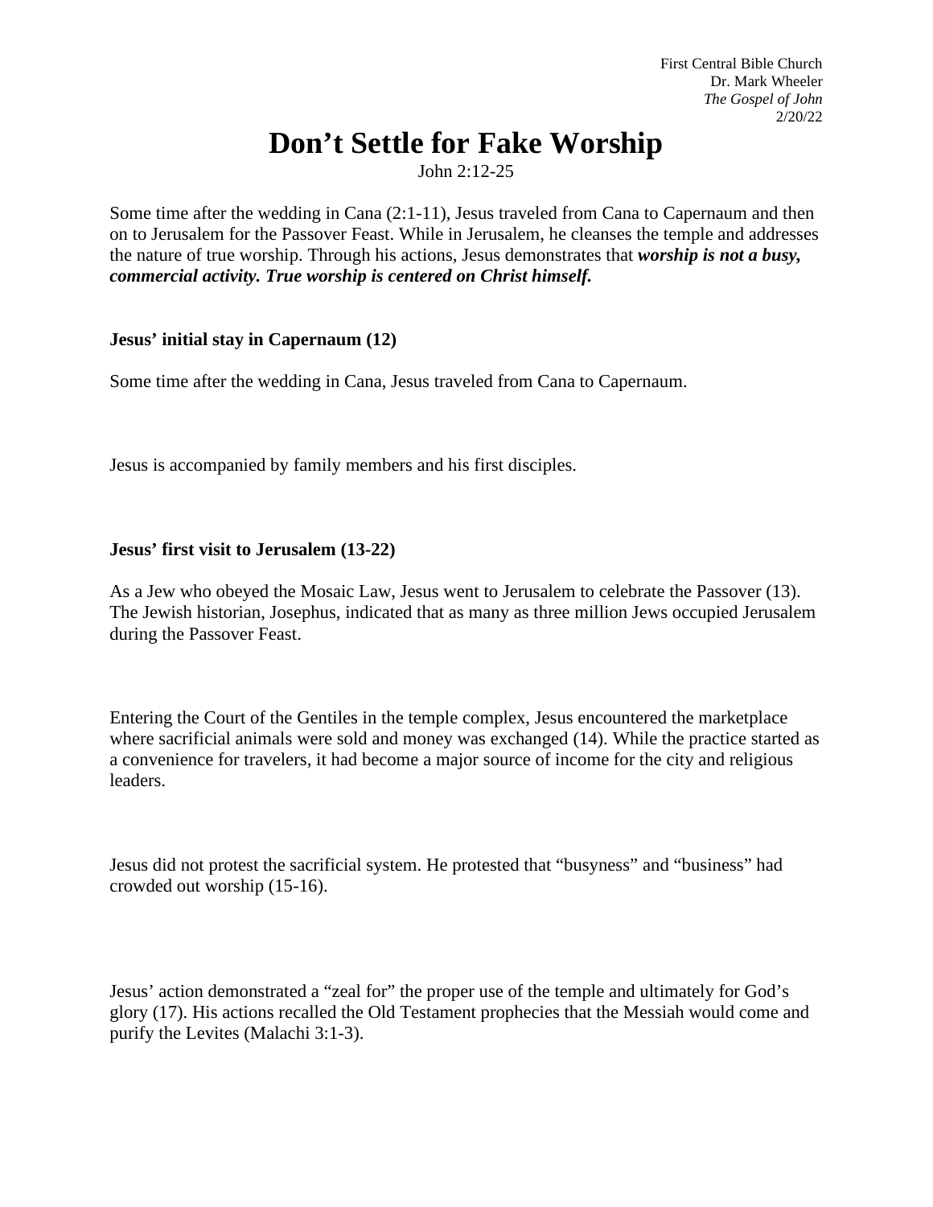First Central Bible Church
Dr. Mark Wheeler
*The Gospel of John*
2/20/22

# Don't Settle for Fake Worship

John 2:12-25

Some time after the wedding in Cana (2:1-11), Jesus traveled from Cana to Capernaum and then on to Jerusalem for the Passover Feast. While in Jerusalem, he cleanses the temple and addresses the nature of true worship. Through his actions, Jesus demonstrates that ***worship is not a busy, commercial activity. True worship is centered on Christ himself.***

**Jesus' initial stay in Capernaum (12)**

Some time after the wedding in Cana, Jesus traveled from Cana to Capernaum.

Jesus is accompanied by family members and his first disciples.

**Jesus' first visit to Jerusalem (13-22)**

As a Jew who obeyed the Mosaic Law, Jesus went to Jerusalem to celebrate the Passover (13). The Jewish historian, Josephus, indicated that as many as three million Jews occupied Jerusalem during the Passover Feast.

Entering the Court of the Gentiles in the temple complex, Jesus encountered the marketplace where sacrificial animals were sold and money was exchanged (14). While the practice started as a convenience for travelers, it had become a major source of income for the city and religious leaders.

Jesus did not protest the sacrificial system. He protested that "busyness" and "business" had crowded out worship (15-16).

Jesus' action demonstrated a "zeal for" the proper use of the temple and ultimately for God's glory (17). His actions recalled the Old Testament prophecies that the Messiah would come and purify the Levites (Malachi 3:1-3).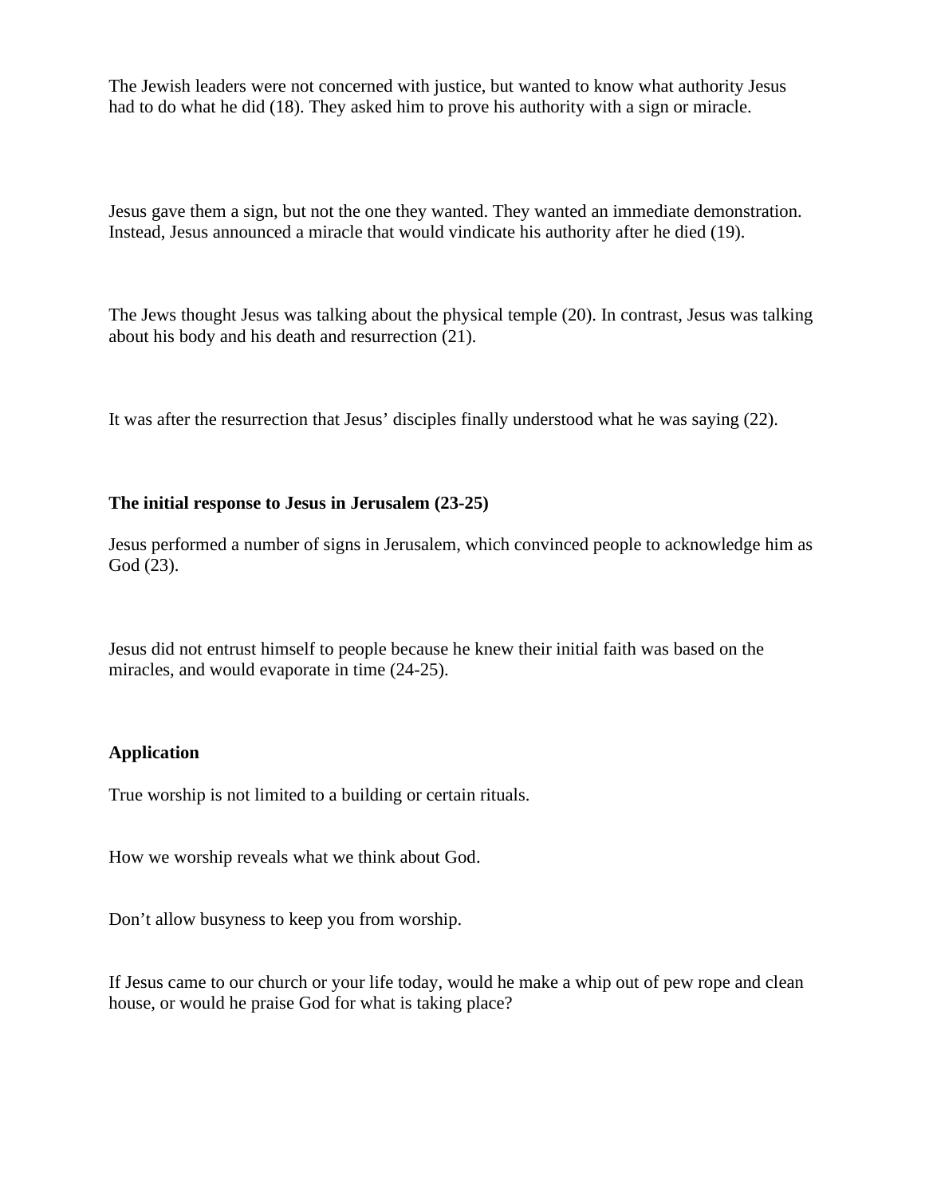The Jewish leaders were not concerned with justice, but wanted to know what authority Jesus had to do what he did (18). They asked him to prove his authority with a sign or miracle.

Jesus gave them a sign, but not the one they wanted. They wanted an immediate demonstration. Instead, Jesus announced a miracle that would vindicate his authority after he died (19).

The Jews thought Jesus was talking about the physical temple (20). In contrast, Jesus was talking about his body and his death and resurrection (21).

It was after the resurrection that Jesus' disciples finally understood what he was saying (22).

**The initial response to Jesus in Jerusalem (23-25)**

Jesus performed a number of signs in Jerusalem, which convinced people to acknowledge him as God (23).

Jesus did not entrust himself to people because he knew their initial faith was based on the miracles, and would evaporate in time (24-25).

**Application**

True worship is not limited to a building or certain rituals.

How we worship reveals what we think about God.

Don't allow busyness to keep you from worship.

If Jesus came to our church or your life today, would he make a whip out of pew rope and clean house, or would he praise God for what is taking place?